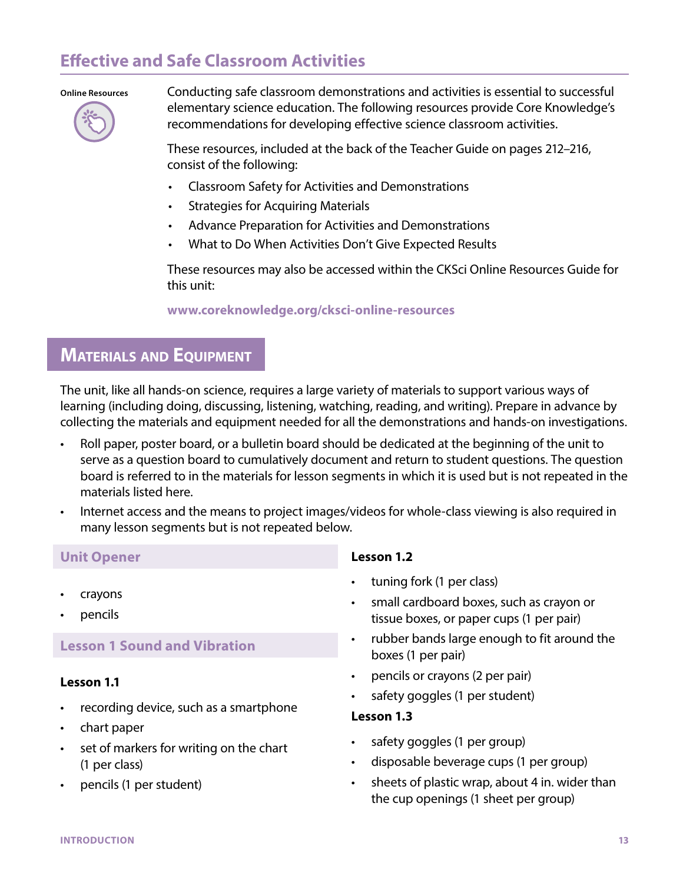## Effective and Safe Classroom Activities

Online Resources

Conducting safe classroom demonstrations and activities is essential to successful elementary science education. The following resources provide Core Knowledge's recommendations for developing effective science classroom activities.

These resources, included at the back of the Teacher Guide on pages 212–216, consist of the following:

- Classroom Safety for Activities and Demonstrations
- Strategies for Acquiring Materials
- Advance Preparation for Activities and Demonstrations
- What to Do When Activities Don't Give Expected Results

These resources may also be accessed within the CKSci Online Resources Guide for this unit:

**www.coreknowledge.org/cksci-online-resources**

# Materials and Equipment

The unit, like all hands-on science, requires a large variety of materials to support various ways of learning (including doing, discussing, listening, watching, reading, and writing). Prepare in advance by collecting the materials and equipment needed for all the demonstrations and hands-on investigations.

- Roll paper, poster board, or a bulletin board should be dedicated at the beginning of the unit to serve as a question board to cumulatively document and return to student questions. The question board is referred to in the materials for lesson segments in which it is used but is not repeated in the materials listed here.
- Internet access and the means to project images/videos for whole-class viewing is also required in many lesson segments but is not repeated below.

### Unit Opener

- crayons
- pencils

### Lesson 1 Sound and Vibration

**Lesson 1.1**

- recording device, such as a smartphone
- chart paper
- set of markers for writing on the chart (1 per class)
- pencils (1 per student)

**Lesson 1.2**

- tuning fork (1 per class)
- small cardboard boxes, such as crayon or tissue boxes, or paper cups (1 per pair)
- rubber bands large enough to fit around the boxes (1 per pair)
- pencils or crayons (2 per pair)
- safety goggles (1 per student)

**Lesson 1.3**

- safety goggles (1 per group)
- disposable beverage cups (1 per group)
- sheets of plastic wrap, about 4 in. wider than the cup openings (1 sheet per group)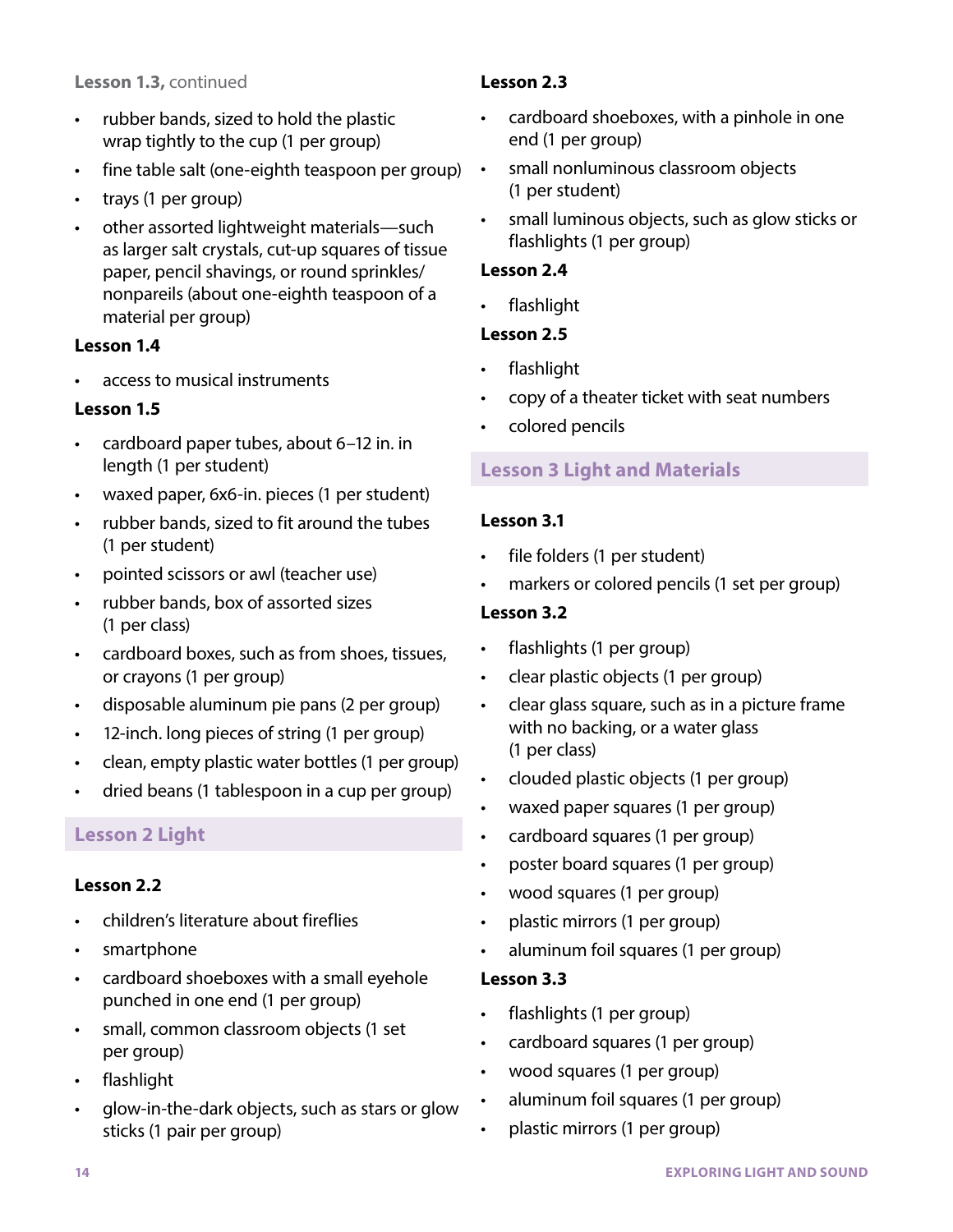**Lesson 1.3,** continued

- rubber bands, sized to hold the plastic wrap tightly to the cup (1 per group)
- fine table salt (one-eighth teaspoon per group)
- trays (1 per group)
- other assorted lightweight materials—such as larger salt crystals, cut-up squares of tissue paper, pencil shavings, or round sprinkles/nonpareils (about one-eighth teaspoon of a material per group)

**Lesson 1.4**

- access to musical instruments

**Lesson 1.5**

- cardboard paper tubes, about 6–12 in. in length (1 per student)
- waxed paper, 6x6-in. pieces (1 per student)
- rubber bands, sized to fit around the tubes (1 per student)
- pointed scissors or awl (teacher use)
- rubber bands, box of assorted sizes (1 per class)
- cardboard boxes, such as from shoes, tissues, or crayons (1 per group)
- disposable aluminum pie pans (2 per group)
- 12-inch. long pieces of string (1 per group)
- clean, empty plastic water bottles (1 per group)
- dried beans (1 tablespoon in a cup per group)

## Lesson 2 Light

**Lesson 2.2**

- children's literature about fireflies
- smartphone
- cardboard shoeboxes with a small eyehole punched in one end (1 per group)
- small, common classroom objects (1 set per group)
- flashlight
- glow-in-the-dark objects, such as stars or glow sticks (1 pair per group)

**Lesson 2.3**

- cardboard shoeboxes, with a pinhole in one end (1 per group)
- small nonluminous classroom objects (1 per student)
- small luminous objects, such as glow sticks or flashlights (1 per group)

**Lesson 2.4**

- flashlight

**Lesson 2.5**

- flashlight
- copy of a theater ticket with seat numbers
- colored pencils

## Lesson 3 Light and Materials

**Lesson 3.1**

- file folders (1 per student)
- markers or colored pencils (1 set per group)

**Lesson 3.2**

- flashlights (1 per group)
- clear plastic objects (1 per group)
- clear glass square, such as in a picture frame with no backing, or a water glass (1 per class)
- clouded plastic objects (1 per group)
- waxed paper squares (1 per group)
- cardboard squares (1 per group)
- poster board squares (1 per group)
- wood squares (1 per group)
- plastic mirrors (1 per group)
- aluminum foil squares (1 per group)

**Lesson 3.3**

- flashlights (1 per group)
- cardboard squares (1 per group)
- wood squares (1 per group)
- aluminum foil squares (1 per group)
- plastic mirrors (1 per group)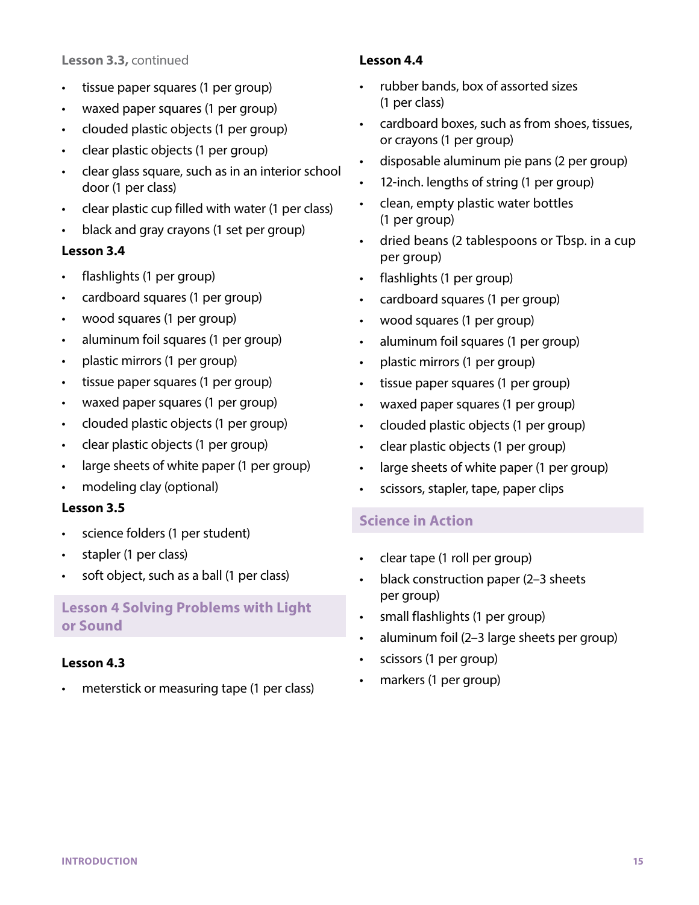**Lesson 3.3,** continued

- tissue paper squares (1 per group)
- waxed paper squares (1 per group)
- clouded plastic objects (1 per group)
- clear plastic objects (1 per group)
- clear glass square, such as in an interior school door (1 per class)
- clear plastic cup filled with water (1 per class)
- black and gray crayons (1 set per group)

**Lesson 3.4**

- flashlights (1 per group)
- cardboard squares (1 per group)
- wood squares (1 per group)
- aluminum foil squares (1 per group)
- plastic mirrors (1 per group)
- tissue paper squares (1 per group)
- waxed paper squares (1 per group)
- clouded plastic objects (1 per group)
- clear plastic objects (1 per group)
- large sheets of white paper (1 per group)
- modeling clay (optional)

**Lesson 3.5**

- science folders (1 per student)
- stapler (1 per class)
- soft object, such as a ball (1 per class)

## Lesson 4 Solving Problems with Light or Sound

**Lesson 4.3**

- meterstick or measuring tape (1 per class)

**Lesson 4.4**

- rubber bands, box of assorted sizes (1 per class)
- cardboard boxes, such as from shoes, tissues, or crayons (1 per group)
- disposable aluminum pie pans (2 per group)
- 12-inch. lengths of string (1 per group)
- clean, empty plastic water bottles (1 per group)
- dried beans (2 tablespoons or Tbsp. in a cup per group)
- flashlights (1 per group)
- cardboard squares (1 per group)
- wood squares (1 per group)
- aluminum foil squares (1 per group)
- plastic mirrors (1 per group)
- tissue paper squares (1 per group)
- waxed paper squares (1 per group)
- clouded plastic objects (1 per group)
- clear plastic objects (1 per group)
- large sheets of white paper (1 per group)
- scissors, stapler, tape, paper clips

## Science in Action

- clear tape (1 roll per group)
- black construction paper (2–3 sheets per group)
- small flashlights (1 per group)
- aluminum foil (2–3 large sheets per group)
- scissors (1 per group)
- markers (1 per group)